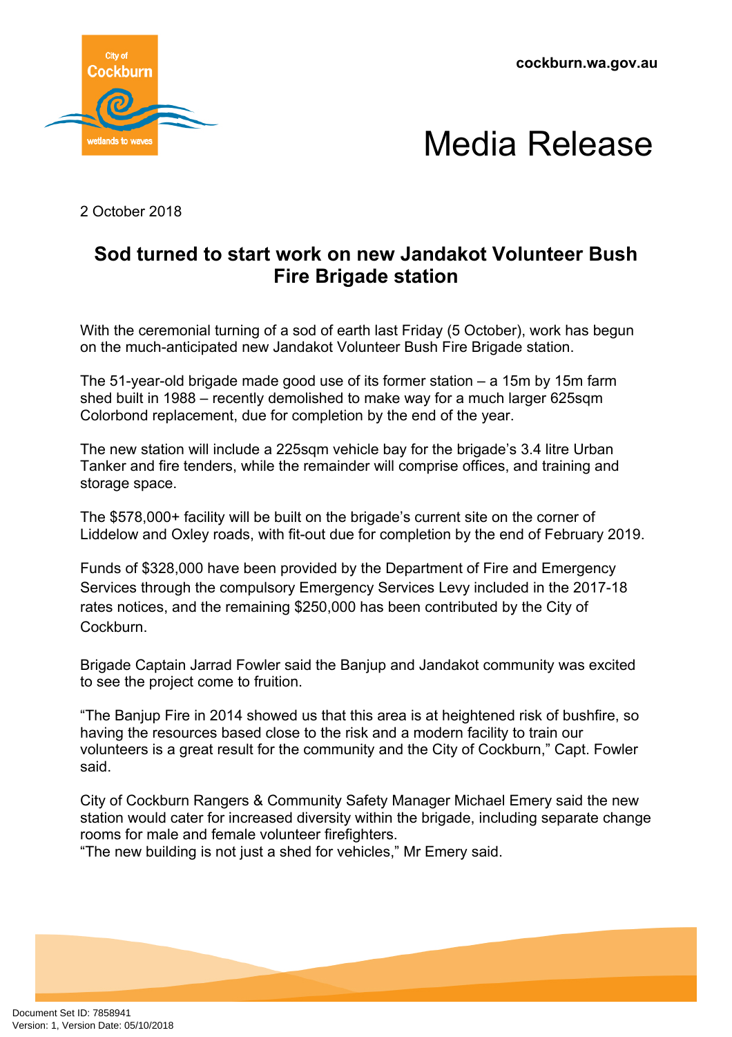cockburn.wa.gov.au

# Media Release

2 October 2018

## Sod turned to start work on new Jandakot Volunteer Bush Fire Brigade station

With the ceremonial turning of a sod of earth last Friday (5 October), work has begun on the much-anticipated new Jandakot Volunteer Bush Fire Brigade station.

The 51-year-old brigade made good use of its former station – a 15m by 15m farm shed built in 1988 – recently demolished to make way for a much larger 625sqm Colorbond replacement, due for completion by the end of the year.

The new station will include a 225sqm vehicle bay for the brigade's 3.4 litre Urban Tanker and fire tenders, while the remainder will comprise offices, and training and storage space.

The $578,000+ facility will be built on the brigade's current site on the corner of Liddelow and Oxley roads, with fit-out due for completion by the end of February 2019.

Funds of $328,000 have been provided by the Department of Fire and Emergency Services through the compulsory Emergency Services Levy included in the 2017-18 rates notices, and the remaining $250,000 has been contributed by the City of Cockburn.

Brigade Captain Jarrad Fowler said the Banjup and Jandakot community was excited to see the project come to fruition.

"The Banjup Fire in 2014 showed us that this area is at heightened risk of bushfire, so having the resources based close to the risk and a modern facility to train our volunteers is a great result for the community and the City of Cockburn," Capt. Fowler said.

City of Cockburn Rangers & Community Safety Manager Michael Emery said the new station would cater for increased diversity within the brigade, including separate change rooms for male and female volunteer firefighters.

"The new building is not just a shed for vehicles," Mr Emery said.

Document Set ID: 7858941
Version: 1, Version Date: 05/10/2018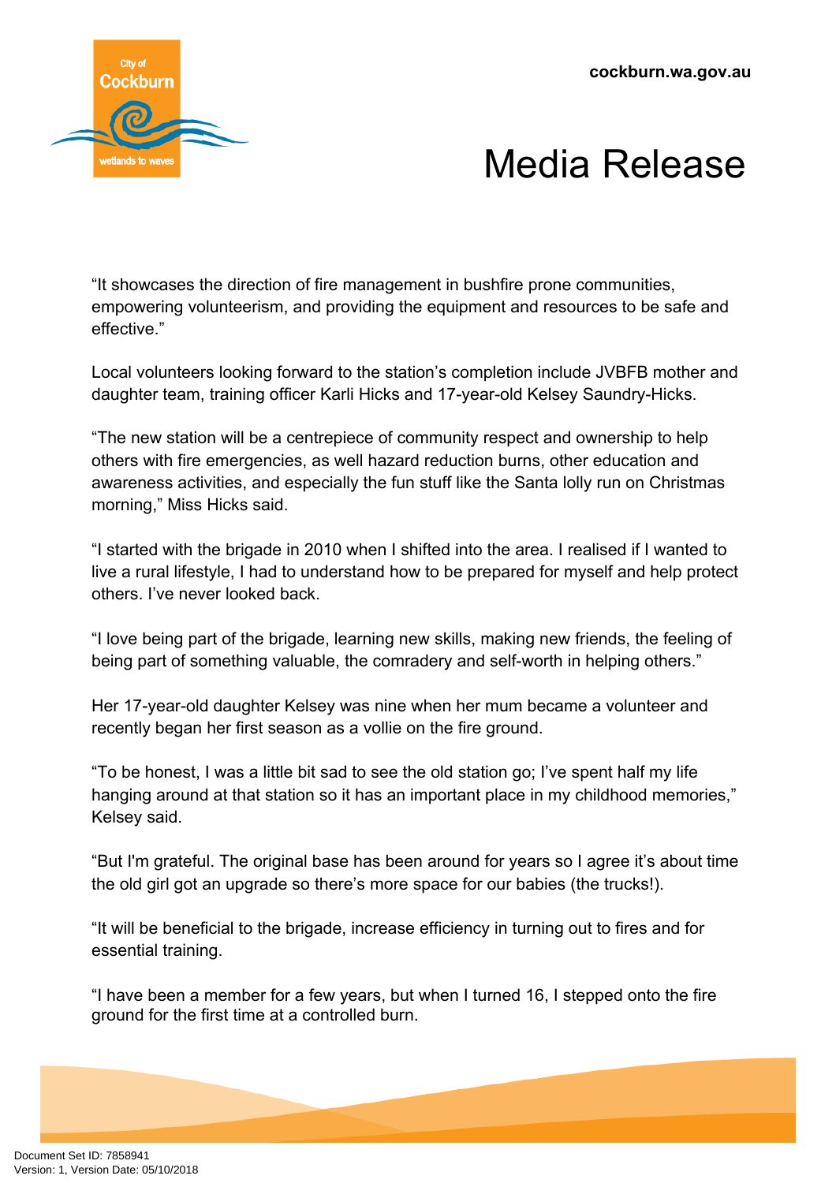"It showcases the direction of fire management in bushfire prone communities, empowering volunteerism, and providing the equipment and resources to be safe and effective."

Local volunteers looking forward to the station's completion include JVBFB mother and daughter team, training officer Karli Hicks and 17-year-old Kelsey Saundry-Hicks.

"The new station will be a centrepiece of community respect and ownership to help others with fire emergencies, as well hazard reduction burns, other education and awareness activities, and especially the fun stuff like the Santa lolly run on Christmas morning," Miss Hicks said.

"I started with the brigade in 2010 when I shifted into the area. I realised if I wanted to live a rural lifestyle, I had to understand how to be prepared for myself and help protect others. I've never looked back.

"I love being part of the brigade, learning new skills, making new friends, the feeling of being part of something valuable, the comradery and self-worth in helping others."

Her 17-year-old daughter Kelsey was nine when her mum became a volunteer and recently began her first season as a vollie on the fire ground.

"To be honest, I was a little bit sad to see the old station go; I've spent half my life hanging around at that station so it has an important place in my childhood memories," Kelsey said.

"But I'm grateful. The original base has been around for years so I agree it's about time the old girl got an upgrade so there's more space for our babies (the trucks!).

"It will be beneficial to the brigade, increase efficiency in turning out to fires and for essential training.

"I have been a member for a few years, but when I turned 16, I stepped onto the fire ground for the first time at a controlled burn.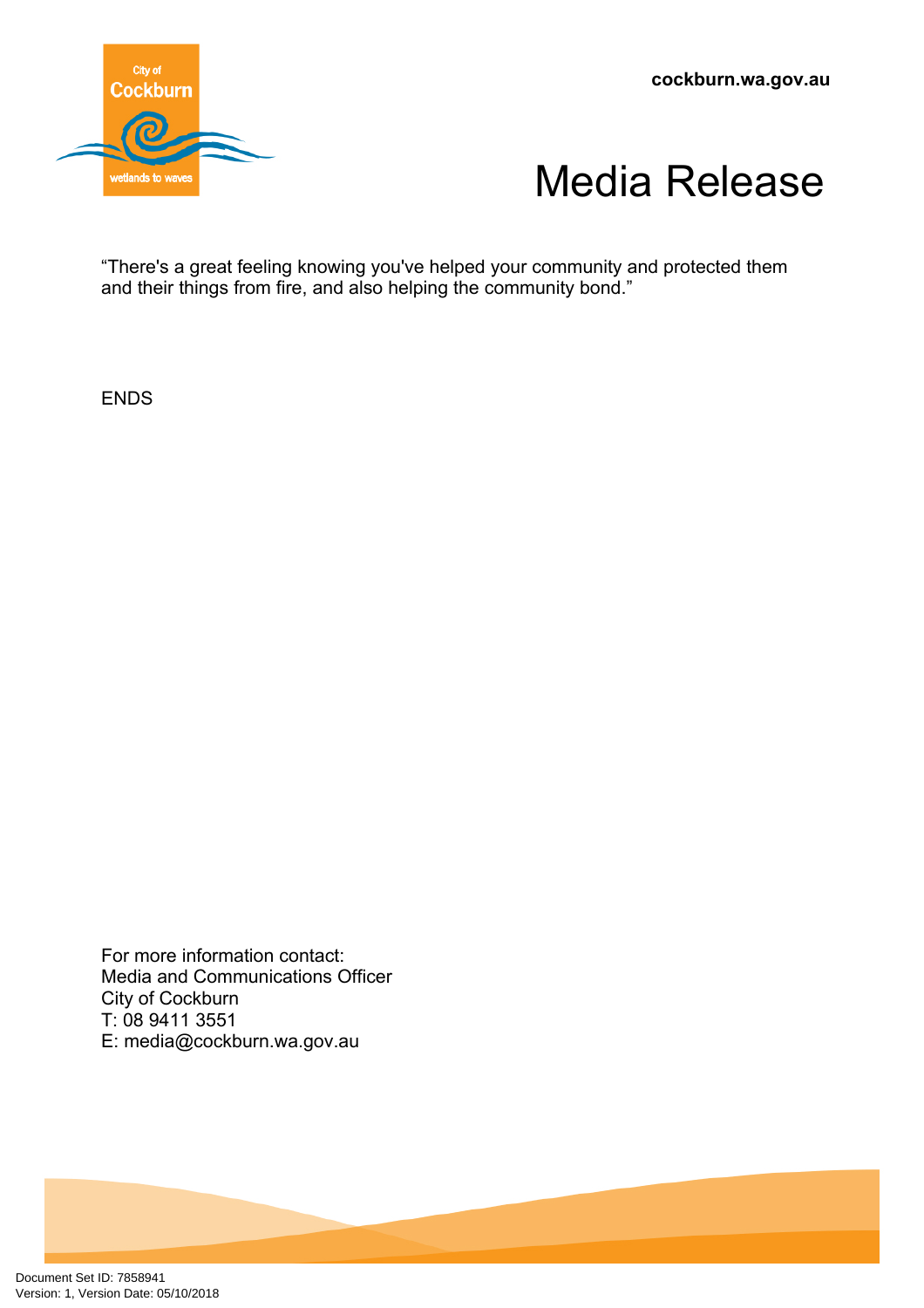“There's a great feeling knowing you've helped your community and protected them and their things from fire, and also helping the community bond.”

ENDS

For more information contact:
Media and Communications Officer
City of Cockburn
T: 08 9411 3551
E: media@cockburn.wa.gov.au